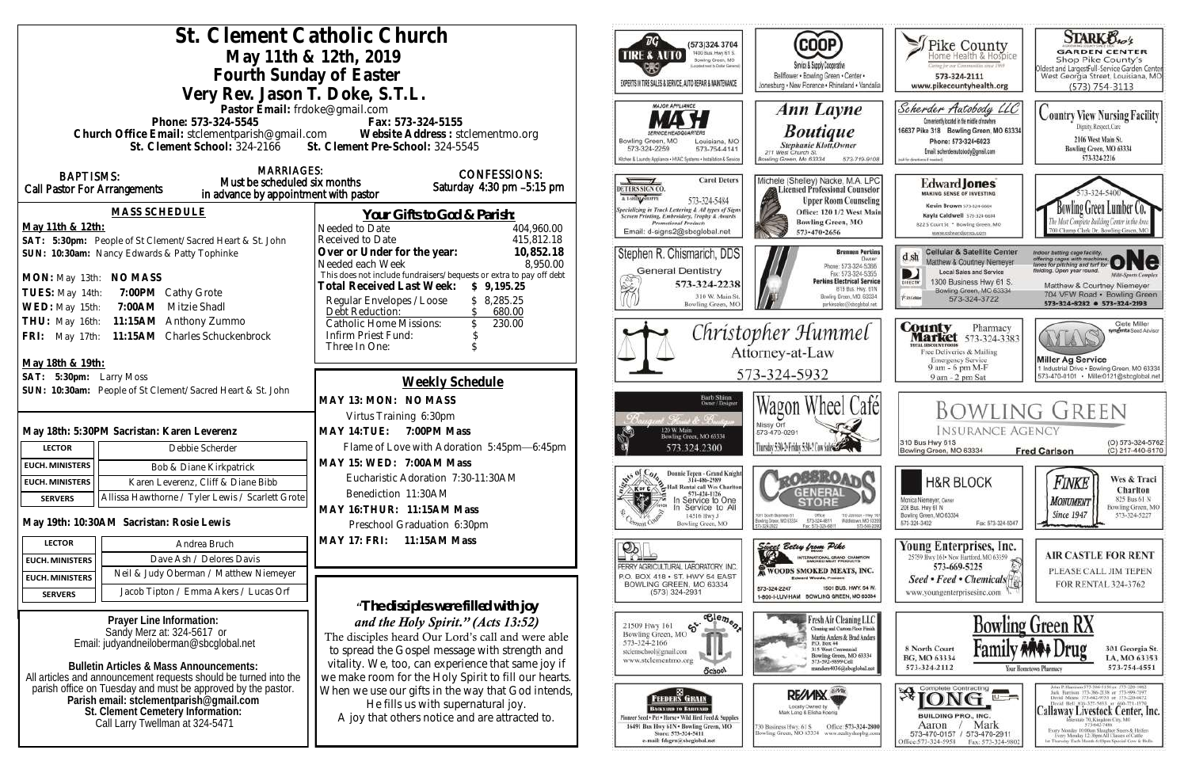# St. Clement Catholic Church

## May 11th & 12th, 2019
## Fourth Sunday of Easter
## Very Rev. Jason T. Doke, S.T.L.

Pastor Email: frdoke@gmail.com
Phone: 573-324-5545 Fax: 573-324-5155
Church Office Email: stclementparish@gmail.com Website Address : stclementmo.org
St. Clement School: 324-2166 St. Clement Pre-School: 324-5545

**BAPTISMS:** Call Pastor For Arrangements

**MARRIAGES:** Must be scheduled six months in advance by appointment with pastor

**CONFESSIONS:** Saturday 4:30 pm –5:15 pm

### MASS SCHEDULE

**May 11th & 12th:**
SAT: 5:30pm: People of St Clement/Sacred Heart & St. John
SUN: 10:30am: Nancy Edwards & Patty Tophinke

MON: May 13th: NO MASS
TUES: May 14th: 7:00PM Cathy Grote
WED: May 15th: 7:00AM Mitzie Shadl
THU: May 16th: 11:15AM Anthony Zummo
FRI: May 17th: 11:15AM Charles Schuckenbrock

**May 18th & 19th:**
SAT: 5:30pm: Larry Moss
SUN: 10:30am: People of St Clement/Sacred Heart & St. John

**May 18th: 5:30PM Sacristan: Karen Leverenz**

| | |
|---|---|
| LECTOR | Debbie Scherder |
| EUCH. MINISTERS | Bob & Diane Kirkpatrick |
| EUCH. MINISTERS | Karen Leverenz, Cliff & Diane Bibb |
| SERVERS | Allissa Hawthorne / Tyler Lewis / Scarlett Grote |

**May 19th: 10:30AM Sacristan: Rosie Lewis**

| | |
|---|---|
| LECTOR | Andrea Bruch |
| EUCH. MINISTERS | Dave Ash / Delores Davis |
| EUCH. MINISTERS | Neil & Judy Oberman / Matthew Niemeyer |
| SERVERS | Jacob Tipton / Emma Akers / Lucas Orf |

### Your Gifts to God & Parish:

| | |
|---|---|
| Needed to Date | 404,960.00 |
| Received to Date | 415,812.18 |
| **Over or Under for the year:** | **10,852.18** |
| Needed each Week | 8,950.00 |

This does not include fundraisers/bequests or extra to pay off debt

| | |
|---|---|
| **Total Received Last Week:** | **$ 9,195.25** |
| Regular Envelopes / Loose | $ 8,285.25 |
| Debt Reduction: | $ 680.00 |
| Catholic Home Missions: | $ 230.00 |
| Infirm Priest Fund: | $ |
| Three In One: | $ |

### Weekly Schedule

**MAY 13: MON: NO MASS**
Virtus Training 6:30pm
**MAY 14:TUE: 7:00PM Mass**
Flame of Love with Adoration 5:45pm—6:45pm
**MAY 15: WED: 7:00AM Mass**
Eucharistic Adoration 7:30-11:30AM
Benediction 11:30AM
**MAY 16:THUR: 11:15AM Mass**
Preschool Graduation 6:30pm
**MAY 17: FRI: 11:15AM Mass**

**Prayer Line Information:**
Sandy Merz at: 324-5617 or
Email: judyandneiloberman@sbcglobal.net

**Bulletin Articles & Mass Announcements:**
All articles and announcement requests should be turned into the parish office on Tuesday and must be approved by the pastor.
**Parish email: stclementparish@gmail.com**
**St. Clement Cemetery Information:**
Call Larry Twellman at 324-5471

### *"The disciples were filled with joy and the Holy Spirit." (Acts 13:52)*

The disciples heard Our Lord's call and were able to spread the Gospel message with strength and vitality. We, too, can experience that same joy if we make room for the Holy Spirit to fill our hearts. When we use our gifts in the way that God intends, He fills us with supernatural joy. A joy that others notice and are attracted to.

---

TG Tire & Auto (573)324-3704 1400 Bus. Hwy 61 S. Bowling Green, MO — Experts in Tire Sales & Service, Auto Repair & Maintenance

COOP Service & Supply Cooperative — Bellflower • Bowling Green • Center • Jonesburg • New Florence • Rhineland • Vandalia

Pike County Home Health & Hospice — 573-324-2111 www.pikecountyhealth.org

Stark Bro's Garden Center — Shop Pike County's Oldest and Largest Full-Service Garden Center, West Georgia Street, Louisiana, MO (573) 754-3113

Major Appliance MASH Service Headquarters — Bowling Green, MO 573-324-2259; Louisiana, MO 573-754-4141 — Kitchen & Laundry Appliance • HVAC Systems • Installation & Service

Ann Layne Boutique — Stephanie Klott, Owner, 211 West Church St. Bowling Green, Mo 63334 573-719-9108

Scherder Autobody LLC — 16637 Pike 318 Bowling Green, MO 63334 Phone: 573-324-6023 Email: scherderautobody@gmail.com

Country View Nursing Facility — Dignity, Respect, Care — 2106 West Main St. Bowling Green, MO 63334 573-324-2216

Deters Sign Co. — Carol Deters 573-324-5484 — Specializing in Truck Lettering & All types of Signs, Screen Printing, Embroidery, Trophy & Awards, Promotional Products — Email: d-signs2@sbcglobal.net

Michele (Shelley) Nacke, M.A. LPC Licensed Professional Counselor — Upper Room Counseling, Office: 120 1/2 West Main, Bowling Green, MO 573-470-2656

Edward Jones — Kevin Brown 573-324-6604, Kayla Caldwell 573-324-6604, 822 S Court St • Bowling Green, MO www.edwardjones.com

Bowling Green Lumber Co. 573-324-5400 — 700 Champ Clark Dr. Bowling Green, MO

Stephen R. Chismarich, DDS General Dentistry 573-324-2238 310 W. Main St. Bowling Green, MO

Brennen Perkins, Owner — Perkins Electrical Service — Phone: 573-324-5366, Fax: 573-324-5355, 819 Bus. Hwy. 61N Bowling Green, MO 63334 perkinselec@shoglobal.net

DSH Cellular & Satellite Center — Matthew & Courtney Niemeyer — Local Sales and Service, 1300 Business Hwy 61 S. Bowling Green, MO 63334 573-324-3722

ONE Multi-Sports Complex — Indoor batting cage facility offering cages with machines, L-screens and tees for pitching and turf for fielding. Open year round. Matthew & Courtney Niemeyer, 704 VFW Road • Bowling Green 573-324-8282 • 573-324-2193

Christopher Hummel Attorney-at-Law 573-324-5932

County Market Pharmacy 573-324-3383 — Free Deliveries & Mailing, Emergency Service, 9 am - 6 pm M-F, 9 am - 2 pm Sat

Miller Ag Service — Cete Miller, Syngenta Seed Advisor — 1 Industrial Drive • Bowling Green, MO 63334 573-470-0101 • Miller0121@sbcglobal.net

Bouquet Florist & Boutique — Barb Shinn, Owner/Designer — 120 W. Main, Bowling Green, MO 63334 573.324.2300

Wagon Wheel Café — Missy Orf 573-470-0291

Bowling Green Insurance Agency — 310 Bus Hwy 61S, Bowling Green, MO 63334 — Fred Carlson (O) 573-324-5762 (C) 217-440-6170

Knights of Columbus — Donnie Tepen - Grand Knight 314-486-2989 — Hall Rental call Wes Charlton 573-424-1126 — In Service to One, In Service to All — 14516 Hwy J Bowling Green, MO

Crossroads General Store — Bowling Green, MO 63334 573-324-6611; Middletown, MO 63359

H&R Block — Monica Niemeyer, Owner, 206 Bus. Hwy 61 N Bowling Green, MO 63334 573-324-3402 Fax: 573-324-5047

Finke Monument Since 1947 — Wes & Traci Charlton, 825 Bus 61 N, Bowling Green, MO 573-324-5227

Perry Agricultural Laboratory, Inc. — P.O. Box 418 • St. Hwy 54 East, Bowling Green, MO 63334 (573) 324-2931

Sweet Betsy from Pike — International Grand Champion — Woods Smoked Meats, Inc. — Edward Woods, President — 573-324-2247, 1501 Bus. Hwy. 54 W. 1-800-I-LUV-HAM Bowling Green, MO 63334

Young Enterprises, Inc. — 25759 Hwy 161 • New Hartford, MO 63359 573-669-5225 — Seed • Feed • Chemicals — www.youngenterprisesinc.com

Air Castle for Rent — Please call Jim Tepen for rental 324-3762

St. Clement School — 21509 Hwy 161 Bowling Green, MO 573-324-2166 stclementschool@gmail.com www.stclementmo.org

Fresh Air Cleaning LLC — Cleaning and Custom Floor Finish — Martin Anders & Brad Anders, P.O. Box 44, 315 West Centennial, Bowling Green, MO 63334, 573-592-9899 Cell, manders4036@sbcglobal.net

Bowling Green RX Family Drug — 8 North Court BG, MO 63334 573-324-2112; 301 Georgia St. LA, MO 63353 573-754-4551 — Your Hometown Pharmacy

Feeders Grain — Backyard to Barnyard — Pioneer Seed • Pet • Horse • Wild Bird Feed & Supplies — 16491 Bus Hwy 61N • Bowling Green, MO — Store: 573-324-5411 — e-mail: fdsgrn@sbcglobal.net

RE/MAX — Locally Owned by Mark Long & Elisha Koenig — 730 Business Hwy. 61 S, Bowling Green, MO 63334 — Office: 573-324-2800 www.realtyshopbg.com

Long Building Pro, Inc. — Complete Contracting — Aaron / Mark 573-470-0157 / 573-470-2911 — Office: 573-324-5958 Fax: 573-324-9802

Callaway Livestock Center, Inc. — John P. Harrison 573-386-5150 or 573-220-1482, Jack Harrison 573-386-2138 or 573-999-7197, David Means 573-642-9753 or 573-220-0472, David Bell 816-527-5633 or 660-721-1370 — Interstate 70, Kingdom City, MO 573-642-7486 — Every Monday 10:00am Slaughter Steers & Heifers, Every Monday 12:30pm All Classes of Cattle, 1st Thursday Each Month 6:00pm Special Cow & Bulls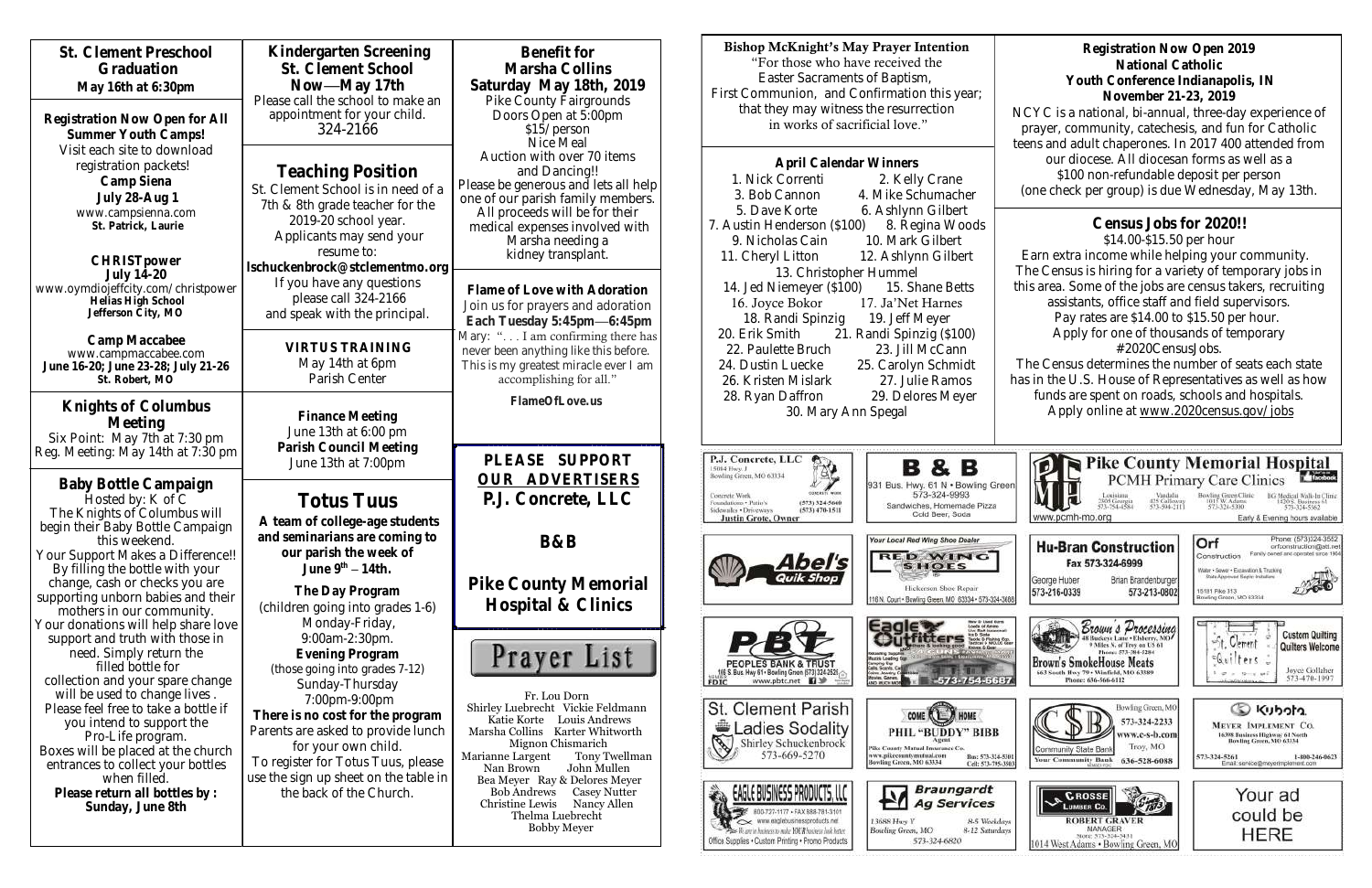## St. Clement Preschool Graduation

**May 16th at 6:30pm**

**Registration Now Open for All Summer Youth Camps!**

Visit each site to download registration packets!

**Camp Siena**
**July 28-Aug 1**
www.campsienna.com
**St. Patrick, Laurie**

**CHRISTpower**
**July 14-20**
www.oymdiojeffcity.com/christpower
**Helias High School**
**Jefferson City, MO**

**Camp Maccabee**
www.campmaccabee.com
**June 16-20; June 23-28; July 21-26**
**St. Robert, MO**

## Knights of Columbus Meeting

Six Point: May 7th at 7:30 pm
Reg. Meeting: May 14th at 7:30 pm

## Baby Bottle Campaign

Hosted by: K of C

The Knights of Columbus will begin their Baby Bottle Campaign this weekend.

Your Support Makes a Difference!! By filling the bottle with your change, cash or checks you are supporting unborn babies and their mothers in our community. Your donations will help share love support and truth with those in need. Simply return the filled bottle for collection and your spare change will be used to change lives. Please feel free to take a bottle if you intend to support the Pro-Life program. Boxes will be placed at the church entrances to collect your bottles when filled.

**Please return all bottles by : Sunday, June 8th**

## Kindergarten Screening St. Clement School Now—May 17th

Please call the school to make an appointment for your child.
324-2166

## Teaching Position

St. Clement School is in need of a 7th & 8th grade teacher for the 2019-20 school year. Applicants may send your resume to:
**lschuckenbrock@stclementmo.org**
If you have any questions please call 324-2166 and speak with the principal.

**VIRTUS TRAINING**
May 14th at 6pm
Parish Center

**Finance Meeting**
June 13th at 6:00 pm
**Parish Council Meeting**
June 13th at 7:00pm

## Totus Tuus

**A team of college-age students and seminarians are coming to our parish the week of June 9th – 14th.**

**The Day Program**
(children going into grades 1-6)
Monday-Friday,
9:00am-2:30pm.

**Evening Program**
(those going into grades 7-12)
Sunday-Thursday
7:00pm-9:00pm

**There is no cost for the program**

Parents are asked to provide lunch for your own child.

To register for Totus Tuus, please use the sign up sheet on the table in the back of the Church.

## Benefit for Marsha Collins

**Saturday May 18th, 2019**
Pike County Fairgrounds
Doors Open at 5:00pm
$15/person
Nice Meal
Auction with over 70 items and Dancing!!

Please be generous and lets all help one of our parish family members. All proceeds will be for their medical expenses involved with Marsha needing a kidney transplant.

**Flame of Love with Adoration**

Join us for prayers and adoration
**Each Tuesday 5:45pm—6:45pm**

Mary: ". . . I am confirming there has never been anything like this before. This is my greatest miracle ever I am accomplishing for all."

**FlameOfLove.us**

## PLEASE SUPPORT OUR ADVERTISERS

**P.J. Concrete, LLC**

**B&B**

**Pike County Memorial Hospital & Clinics**

## Prayer List

Fr. Lou Dorn
Shirley Luebrecht Vickie Feldmann
Katie Korte Louis Andrews
Marsha Collins Karter Whitworth
Mignon Chismarich
Marianne Largent Tony Twellman
Nan Brown John Mullen
Bea Meyer Ray & Delores Meyer
Bob Andrews Casey Nutter
Christine Lewis Nancy Allen
Thelma Luebrecht
Bobby Meyer

**Bishop McKnight's May Prayer Intention**

"For those who have received the Easter Sacraments of Baptism, First Communion, and Confirmation this year; that they may witness the resurrection in works of sacrificial love."

**April Calendar Winners**

1. Nick Correnti
2. Kelly Crane
3. Bob Cannon
4. Mike Schumacher
5. Dave Korte
6. Ashlynn Gilbert
7. Austin Henderson ($100)
8. Regina Woods
9. Nicholas Cain
10. Mark Gilbert
11. Cheryl Litton
12. Ashlynn Gilbert
13. Christopher Hummel
14. Jed Niemeyer ($100)
15. Shane Betts
16. Joyce Bokor
17. Ja'Net Harnes
18. Randi Spinzig
19. Jeff Meyer
20. Erik Smith
21. Randi Spinzig ($100)
22. Paulette Bruch
23. Jill McCann
24. Dustin Luecke
25. Carolyn Schmidt
26. Kristen Mislark
27. Julie Ramos
28. Ryan Daffron
29. Delores Meyer
30. Mary Ann Spegal

## Registration Now Open 2019 National Catholic Youth Conference Indianapolis, IN November 21-23, 2019

NCYC is a national, bi-annual, three-day experience of prayer, community, catechesis, and fun for Catholic teens and adult chaperones. In 2017 400 attended from our diocese. All diocesan forms as well as a $100 non-refundable deposit per person (one check per group) is due Wednesday, May 13th.

## Census Jobs for 2020!!

$14.00-$15.50 per hour

Earn extra income while helping your community. The Census is hiring for a variety of temporary jobs in this area. Some of the jobs are census takers, recruiting assistants, office staff and field supervisors. Pay rates are $14.00 to $15.50 per hour. Apply for one of thousands of temporary #2020CensusJobs.

The Census determines the number of seats each state has in the U.S. House of Representatives as well as how funds are spent on roads, schools and hospitals. Apply online at www.2020census.gov/jobs

**P.J. Concrete, LLC**
15084 Hwy. J
Bowling Green, MO 63334
Concrete Work
Foundations • Patio's (573) 324-5660
Sidewalks • Driveways (573) 470-1511
Justin Grote, Owner

**B & B**
931 Bus. Hwy. 61 N • Bowling Green
573-324-9993
Sandwiches, Homemade Pizza
Cold Beer, Soda

**Pike County Memorial Hospital**
PCMH Primary Care Clinics
Louisiana 2305 Georgia 573-754-4584
Vandalia 415 Galloway 573-594-2111
Bowling Green Clinic 1017 W. Adams 573-324-5300
BG Medical Walk-In Clinic 1420 S. Business 61 573-324-5562
www.pcmh-mo.org
Early & Evening hours available

**Abel's Quik Shop**

Your Local Red Wing Shoe Dealer
**RED WING SHOES**
Hickerson Shoe Repair
116 N. Court • Bowling Green, MO 63334 • 573-324-3408

**Hu-Bran Construction**
Fax 573-324-6999
George Huber 573-216-0339
Brian Brandenburger 573-213-0802

**Orf Construction**
Phone: (573)324-3552
orfconstruction@att.net
Family owned and operated since 1954
Water • Sewer • Excavation & Trucking
State Approved Septic Installers
15191 Pike 313
Bowling Green, MO 63334

**PBT PEOPLES BANK & TRUST**
116 S. Bus. Hwy 61 • Bowling Green (573) 324-2525
www.pbtc.net
MEMBER FDIC

**Eagle Outfitters**
573-754-6687

**Brown's Processing**
48 Buckeye Lane • Elsberry, MO
9 Miles N. of Troy on US 61
Phone: 573-384-5284
**Brown's SmokeHouse Meats**
663 South Hwy 79 • Winfield, MO 63389
Phone: 636-566-6112

**St. Clement Quilters**
Custom Quilting
Quilters Welcome
Joyce Gollaher
573-470-1997

**St. Clement Parish Ladies Sodality**
Shirley Schuckenbrock
573-669-5270

**COME HOME**
**PHIL "BUDDY" BIBB**
Agent
Pike County Mutual Insurance Co.
www.pikecountymutual.com Bus: 573-324-5101
Bowling Green, MO 63334 Cell: 573-795-3903

**CSB Community State Bank**
Bowling Green, MO
573-324-2233
www.c-s-b.com
Troy, MO
Your Community Bank 636-528-6088

**Kubota**
**MEYER IMPLEMENT CO.**
16398 Business Highway 61 North
Bowling Green, MO 63334
573-324-5261 1-800-246-0623
Email: service@meyerimplement.com

**EAGLE BUSINESS PRODUCTS, LLC**
800-727-1177 • FAX 888-781-3101
www.eaglebusinessproducts.net
We are in business to make YOUR business look better.
Office Supplies • Custom Printing • Promo Products

**Braungardt Ag Services**
13688 Hwy Y 8-5 Weekdays
Bowling Green, MO 8-12 Saturdays
573-324-6820

**CROSSE LUMBER CO.**
**ROBERT GRAVER**
MANAGER
Store: 573-324-5431
1014 West Adams • Bowling Green, MO

Your ad could be HERE